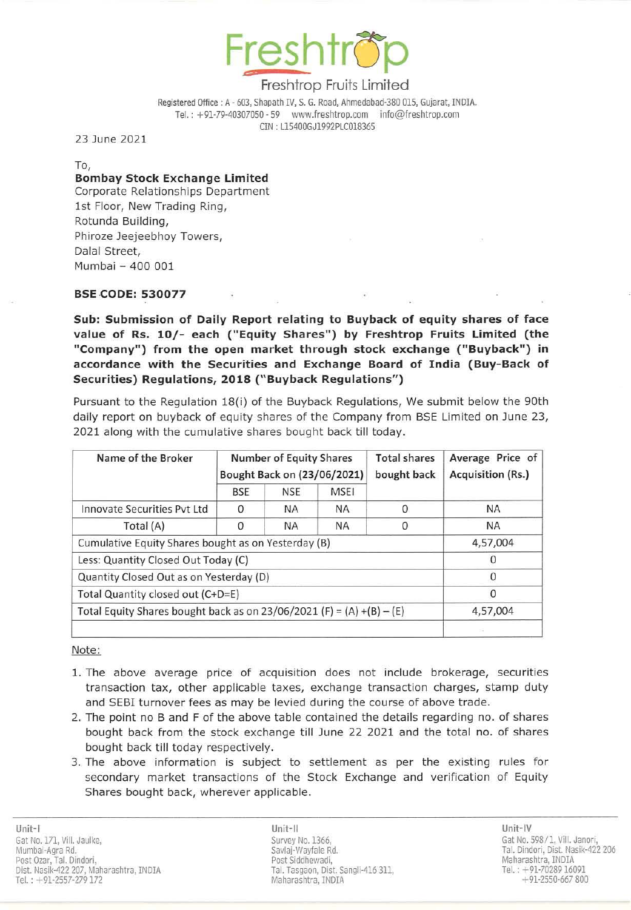# Freshtrop

Freshtrop Fruits Limited

Registered Office : A - 603, Shapath IV, S. G. Road, Ahmedabad-380 015, Gujarat, INDIA.
Tel. : +91-79-40307050 - 59 www.freshtrop.com info@freshtrop.com
CIN : L15400GJ1992PLC018365

23 June 2021

To,
**Bombay Stock Exchange Limited**
Corporate Relationships Department
1st Floor, New Trading Ring,
Rotunda Building,
Phiroze Jeejeebhoy Towers,
Dalal Street,
Mumbai – 400 001

**BSE CODE: 530077**

**Sub: Submission of Daily Report relating to Buyback of equity shares of face value of Rs. 10/- each ("Equity Shares") by Freshtrop Fruits Limited (the "Company") from the open market through stock exchange ("Buyback") in accordance with the Securities and Exchange Board of India (Buy-Back of Securities) Regulations, 2018 ("Buyback Regulations")**

Pursuant to the Regulation 18(i) of the Buyback Regulations, We submit below the 90th daily report on buyback of equity shares of the Company from BSE Limited on June 23, 2021 along with the cumulative shares bought back till today.

| Name of the Broker | Number of Equity Shares Bought Back on (23/06/2021) | | | Total shares bought back | Average Price of Acquisition (Rs.) |
|---|---|---|---|---|---|
| | BSE | NSE | MSEI | | |
| Innovate Securities Pvt Ltd | 0 | NA | NA | 0 | NA |
| Total (A) | 0 | NA | NA | 0 | NA |
| Cumulative Equity Shares bought as on Yesterday (B) | | | | | 4,57,004 |
| Less: Quantity Closed Out Today (C) | | | | | 0 |
| Quantity Closed Out as on Yesterday (D) | | | | | 0 |
| Total Quantity closed out (C+D=E) | | | | | 0 |
| Total Equity Shares bought back as on 23/06/2021 (F) = (A) +(B) – (E) | | | | | 4,57,004 |
| | | | | | |

Note:

1. The above average price of acquisition does not include brokerage, securities transaction tax, other applicable taxes, exchange transaction charges, stamp duty and SEBI turnover fees as may be levied during the course of above trade.
2. The point no B and F of the above table contained the details regarding no. of shares bought back from the stock exchange till June 22 2021 and the total no. of shares bought back till today respectively.
3. The above information is subject to settlement as per the existing rules for secondary market transactions of the Stock Exchange and verification of Equity Shares bought back, wherever applicable.

Unit-I
Gat No. 171, Vill. Jaulke,
Mumbai-Agra Rd.
Post Ozar, Tal. Dindori,
Dist. Nasik-422 207, Maharashtra, INDIA
Tel. : +91-2557-279 172

Unit-II
Survey No. 1366,
Savlaj-Wayfale Rd.
Post Siddhewadi,
Tal. Tasgaon, Dist. Sangli-416 311,
Maharashtra, INDIA

Unit-IV
Gat No. 598/1, Vill. Janori,
Tal. Dindori, Dist. Nasik-422 206
Maharashtra, INDIA
Tel. : +91-70289 16091
+91-2550-667 800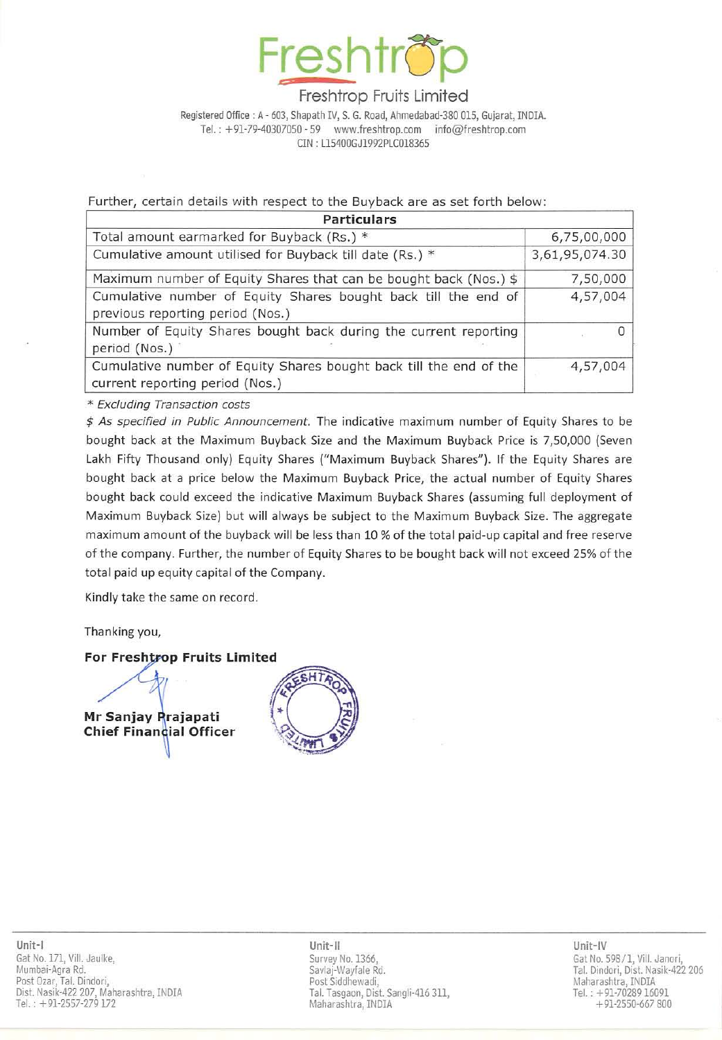Further, certain details with respect to the Buyback are as set forth below:

| Particulars | |
|---|---|
| Total amount earmarked for Buyback (Rs.) * | 6,75,00,000 |
| Cumulative amount utilised for Buyback till date (Rs.) * | 3,61,95,074.30 |
| Maximum number of Equity Shares that can be bought back (Nos.) $ | 7,50,000 |
| Cumulative number of Equity Shares bought back till the end of previous reporting period (Nos.) | 4,57,004 |
| Number of Equity Shares bought back during the current reporting period (Nos.) | 0 |
| Cumulative number of Equity Shares bought back till the end of the current reporting period (Nos.) | 4,57,004 |

*\* Excluding Transaction costs*

*$ As specified in Public Announcement.* The indicative maximum number of Equity Shares to be bought back at the Maximum Buyback Size and the Maximum Buyback Price is 7,50,000 (Seven Lakh Fifty Thousand only) Equity Shares ("Maximum Buyback Shares"). If the Equity Shares are bought back at a price below the Maximum Buyback Price, the actual number of Equity Shares bought back could exceed the indicative Maximum Buyback Shares (assuming full deployment of Maximum Buyback Size) but will always be subject to the Maximum Buyback Size. The aggregate maximum amount of the buyback will be less than 10 % of the total paid-up capital and free reserve of the company. Further, the number of Equity Shares to be bought back will not exceed 25% of the total paid up equity capital of the Company.

Kindly take the same on record.

Thanking you,

**For Freshtrop Fruits Limited**

**Mr Sanjay Prajapati**
**Chief Financial Officer**